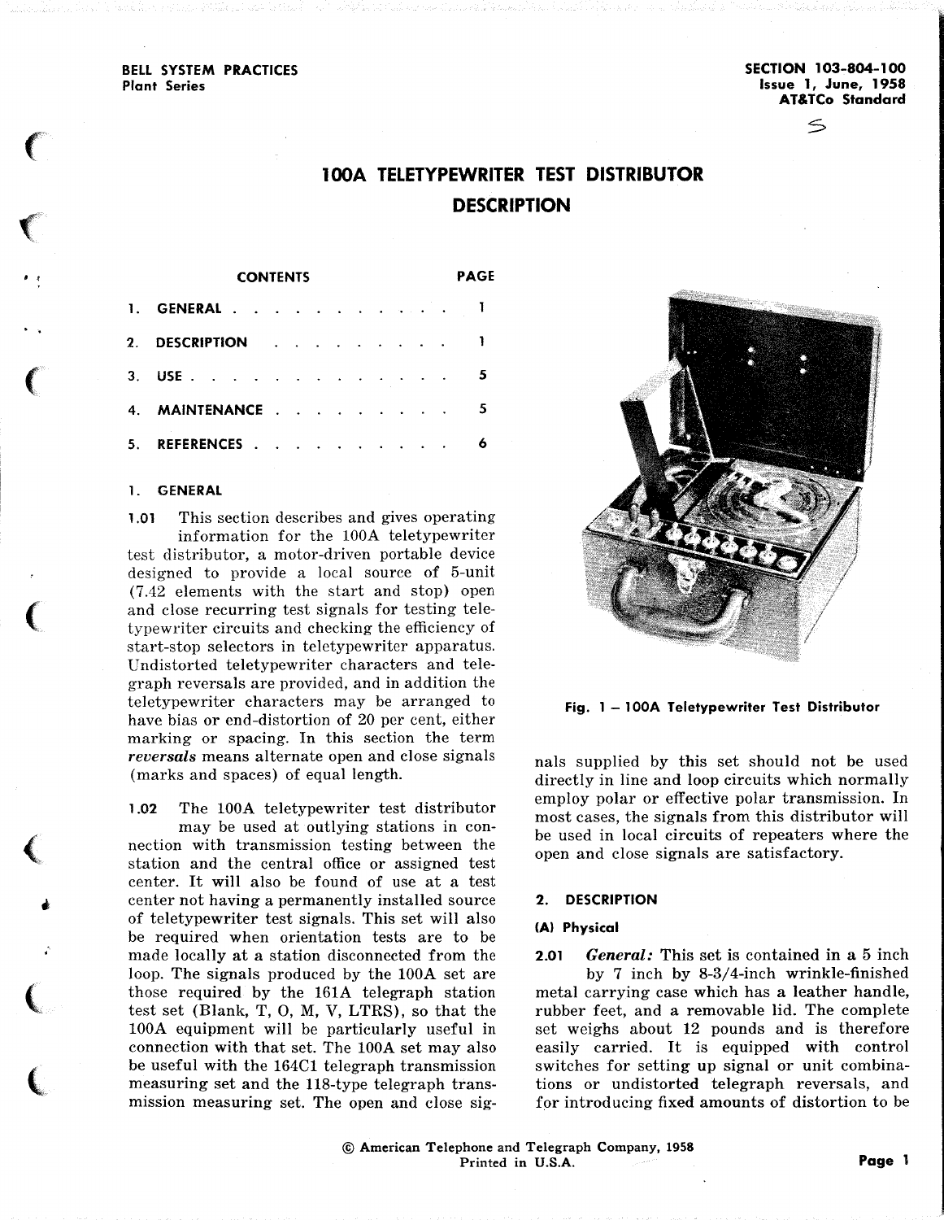BELL SYSTEM PRACTICES
Plant Series

SECTION 103-804-100
Issue 1, June, 1958
AT&TCo Standard

# 100A TELETYPEWRITER TEST DISTRIBUTOR DESCRIPTION

| CONTENTS | PAGE |
|---|---|
| 1. GENERAL | 1 |
| 2. DESCRIPTION | 1 |
| 3. USE | 5 |
| 4. MAINTENANCE | 5 |
| 5. REFERENCES | 6 |

## 1. GENERAL

**1.01** This section describes and gives operating information for the 100A teletypewriter test distributor, a motor-driven portable device designed to provide a local source of 5-unit (7.42 elements with the start and stop) open and close recurring test signals for testing teletypewriter circuits and checking the efficiency of start-stop selectors in teletypewriter apparatus. Undistorted teletypewriter characters and telegraph reversals are provided, and in addition the teletypewriter characters may be arranged to have bias or end-distortion of 20 per cent, either marking or spacing. In this section the term ***reversals*** means alternate open and close signals (marks and spaces) of equal length.

**1.02** The 100A teletypewriter test distributor may be used at outlying stations in connection with transmission testing between the station and the central office or assigned test center. It will also be found of use at a test center not having a permanently installed source of teletypewriter test signals. This set will also be required when orientation tests are to be made locally at a station disconnected from the loop. The signals produced by the 100A set are those required by the 161A telegraph station test set (Blank, T, O, M, V, LTRS), so that the 100A equipment will be particularly useful in connection with that set. The 100A set may also be useful with the 164C1 telegraph transmission measuring set and the 118-type telegraph transmission measuring set. The open and close signals supplied by this set should not be used directly in line and loop circuits which normally employ polar or effective polar transmission. In most cases, the signals from this distributor will be used in local circuits of repeaters where the open and close signals are satisfactory.

Fig. 1 – 100A Teletypewriter Test Distributor

## 2. DESCRIPTION

### (A) Physical

**2.01** *General:* This set is contained in a 5 inch by 7 inch by 8-3/4-inch wrinkle-finished metal carrying case which has a leather handle, rubber feet, and a removable lid. The complete set weighs about 12 pounds and is therefore easily carried. It is equipped with control switches for setting up signal or unit combinations or undistorted telegraph reversals, and for introducing fixed amounts of distortion to be

© American Telephone and Telegraph Company, 1958
Printed in U.S.A.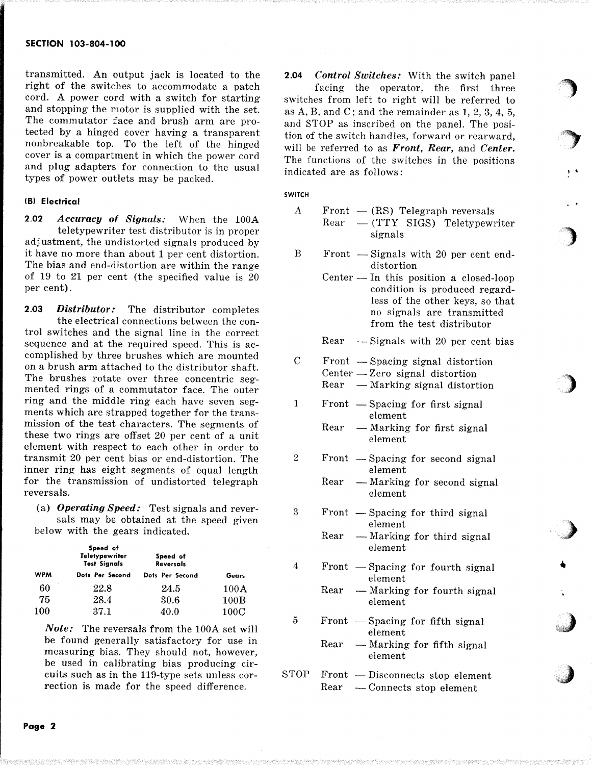transmitted. An output jack is located to the right of the switches to accommodate a patch cord. A power cord with a switch for starting and stopping the motor is supplied with the set. The commutator face and brush arm are protected by a hinged cover having a transparent nonbreakable top. To the left of the hinged cover is a compartment in which the power cord and plug adapters for connection to the usual types of power outlets may be packed.

#### (B) Electrical

**2.02** ***Accuracy of Signals:*** When the 100A teletypewriter test distributor is in proper adjustment, the undistorted signals produced by it have no more than about 1 per cent distortion. The bias and end-distortion are within the range of 19 to 21 per cent (the specified value is 20 per cent).

**2.03** ***Distributor:*** The distributor completes the electrical connections between the control switches and the signal line in the correct sequence and at the required speed. This is accomplished by three brushes which are mounted on a brush arm attached to the distributor shaft. The brushes rotate over three concentric segmented rings of a commutator face. The outer ring and the middle ring each have seven segments which are strapped together for the transmission of the test characters. The segments of these two rings are offset 20 per cent of a unit element with respect to each other in order to transmit 20 per cent bias or end-distortion. The inner ring has eight segments of equal length for the transmission of undistorted telegraph reversals.

(a) ***Operating Speed:*** Test signals and reversals may be obtained at the speed given below with the gears indicated.

| WPM | Speed of Teletypewriter Test Signals Dots Per Second | Speed of Reversals Dots Per Second | Gears |
|---|---|---|---|
| 60 | 22.8 | 24.5 | 100A |
| 75 | 28.4 | 30.6 | 100B |
| 100 | 37.1 | 40.0 | 100C |

*Note:* The reversals from the 100A set will be found generally satisfactory for use in measuring bias. They should not, however, be used in calibrating bias producing circuits such as in the 119-type sets unless correction is made for the speed difference.

**2.04** ***Control Switches:*** With the switch panel facing the operator, the first three switches from left to right will be referred to as A, B, and C; and the remainder as 1, 2, 3, 4, 5, and STOP as inscribed on the panel. The position of the switch handles, forward or rearward, will be referred to as ***Front, Rear,*** and ***Center.*** The functions of the switches in the positions indicated are as follows:

| SWITCH | Position | Function |
|---|---|---|
| A | Front | (RS) Telegraph reversals |
| | Rear | (TTY SIGS) Teletypewriter signals |
| B | Front | Signals with 20 per cent end-distortion |
| | Center | In this position a closed-loop condition is produced regardless of the other keys, so that no signals are transmitted from the test distributor |
| | Rear | Signals with 20 per cent bias |
| C | Front | Spacing signal distortion |
| | Center | Zero signal distortion |
| | Rear | Marking signal distortion |
| 1 | Front | Spacing for first signal element |
| | Rear | Marking for first signal element |
| 2 | Front | Spacing for second signal element |
| | Rear | Marking for second signal element |
| 3 | Front | Spacing for third signal element |
| | Rear | Marking for third signal element |
| 4 | Front | Spacing for fourth signal element |
| | Rear | Marking for fourth signal element |
| 5 | Front | Spacing for fifth signal element |
| | Rear | Marking for fifth signal element |
| STOP | Front | Disconnects stop element |
| | Rear | Connects stop element |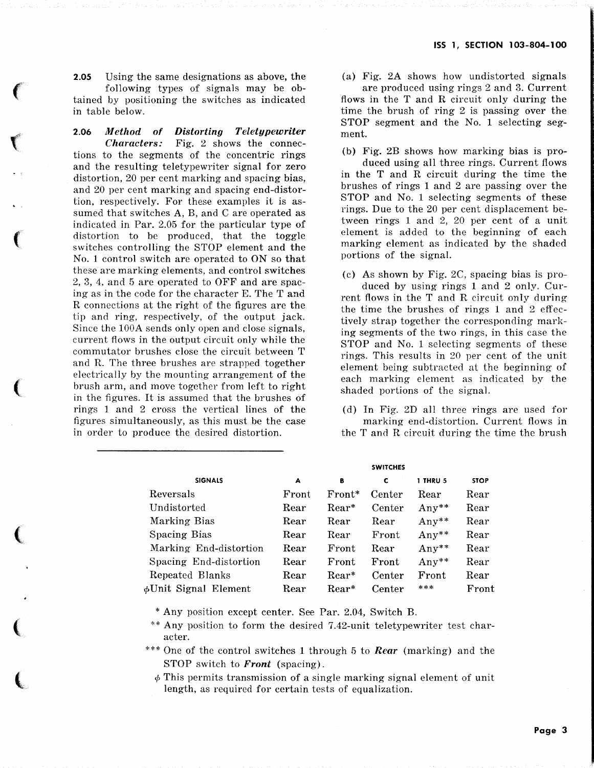2.05 Using the same designations as above, the following types of signals may be obtained by positioning the switches as indicated in table below.

2.06 *Method of Distorting Teletypewriter Characters:* Fig. 2 shows the connections to the segments of the concentric rings and the resulting teletypewriter signal for zero distortion, 20 per cent marking and spacing bias, and 20 per cent marking and spacing end-distortion, respectively. For these examples it is assumed that switches A, B, and C are operated as indicated in Par. 2.05 for the particular type of distortion to be produced, that the toggle switches controlling the STOP element and the No. 1 control switch are operated to ON so that these are marking elements, and control switches 2, 3, 4, and 5 are operated to OFF and are spacing as in the code for the character E. The T and R connections at the right of the figures are the tip and ring, respectively, of the output jack. Since the 100A sends only open and close signals, current flows in the output circuit only while the commutator brushes close the circuit between T and R. The three brushes are strapped together electrically by the mounting arrangement of the brush arm, and move together from left to right in the figures. It is assumed that the brushes of rings 1 and 2 cross the vertical lines of the figures simultaneously, as this must be the case in order to produce the desired distortion.

(a) Fig. 2A shows how undistorted signals are produced using rings 2 and 3. Current flows in the T and R circuit only during the time the brush of ring 2 is passing over the STOP segment and the No. 1 selecting segment.

(b) Fig. 2B shows how marking bias is produced using all three rings. Current flows in the T and R circuit during the time the brushes of rings 1 and 2 are passing over the STOP and No. 1 selecting segments of these rings. Due to the 20 per cent displacement between rings 1 and 2, 20 per cent of a unit element is added to the beginning of each marking element as indicated by the shaded portions of the signal.

(c) As shown by Fig. 2C, spacing bias is produced by using rings 1 and 2 only. Current flows in the T and R circuit only during the time the brushes of rings 1 and 2 effectively strap together the corresponding marking segments of the two rings, in this case the STOP and No. 1 selecting segments of these rings. This results in 20 per cent of the unit element being subtracted at the beginning of each marking element as indicated by the shaded portions of the signal.

(d) In Fig. 2D all three rings are used for marking end-distortion. Current flows in the T and R circuit during the time the brush

| SIGNALS | SWITCHES A | B | C | 1 THRU 5 | STOP |
|---|---|---|---|---|---|
| Reversals | Front | Front* | Center | Rear | Rear |
| Undistorted | Rear | Rear* | Center | Any** | Rear |
| Marking Bias | Rear | Rear | Rear | Any** | Rear |
| Spacing Bias | Rear | Rear | Front | Any** | Rear |
| Marking End-distortion | Rear | Front | Rear | Any** | Rear |
| Spacing End-distortion | Rear | Front | Front | Any** | Rear |
| Repeated Blanks | Rear | Rear* | Center | Front | Rear |
| ϕUnit Signal Element | Rear | Rear* | Center | *** | Front |

\* Any position except center. See Par. 2.04, Switch B.

\** Any position to form the desired 7.42-unit teletypewriter test character.

\*** One of the control switches 1 through 5 to ***Rear*** (marking) and the STOP switch to ***Front*** (spacing).

ϕ This permits transmission of a single marking signal element of unit length, as required for certain tests of equalization.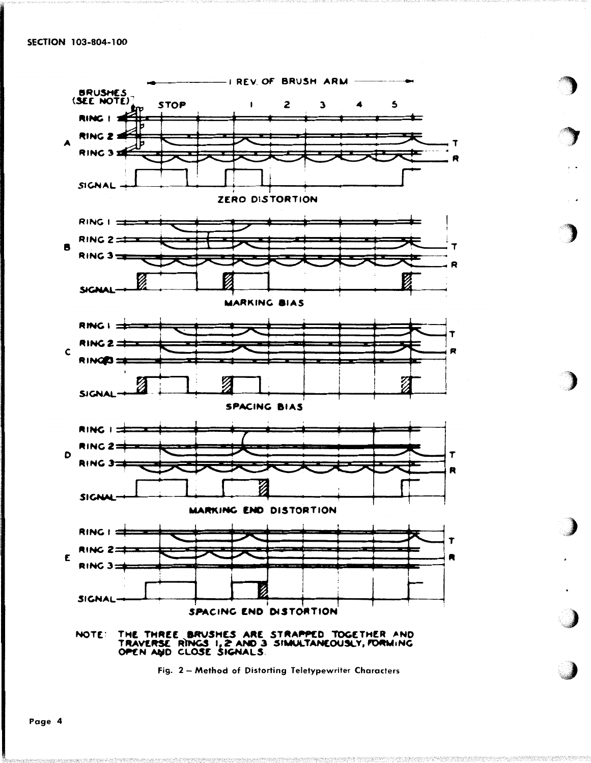A — ZERO DISTORTION

B — MARKING BIAS

C — SPACING BIAS

D — MARKING END DISTORTION

E — SPACING END DISTORTION

NOTE: THE THREE BRUSHES ARE STRAPPED TOGETHER AND TRAVERSE RINGS 1, 2 AND 3 SIMULTANEOUSLY, FORMING OPEN AND CLOSE SIGNALS.

Fig. 2 – Method of Distorting Teletypewriter Characters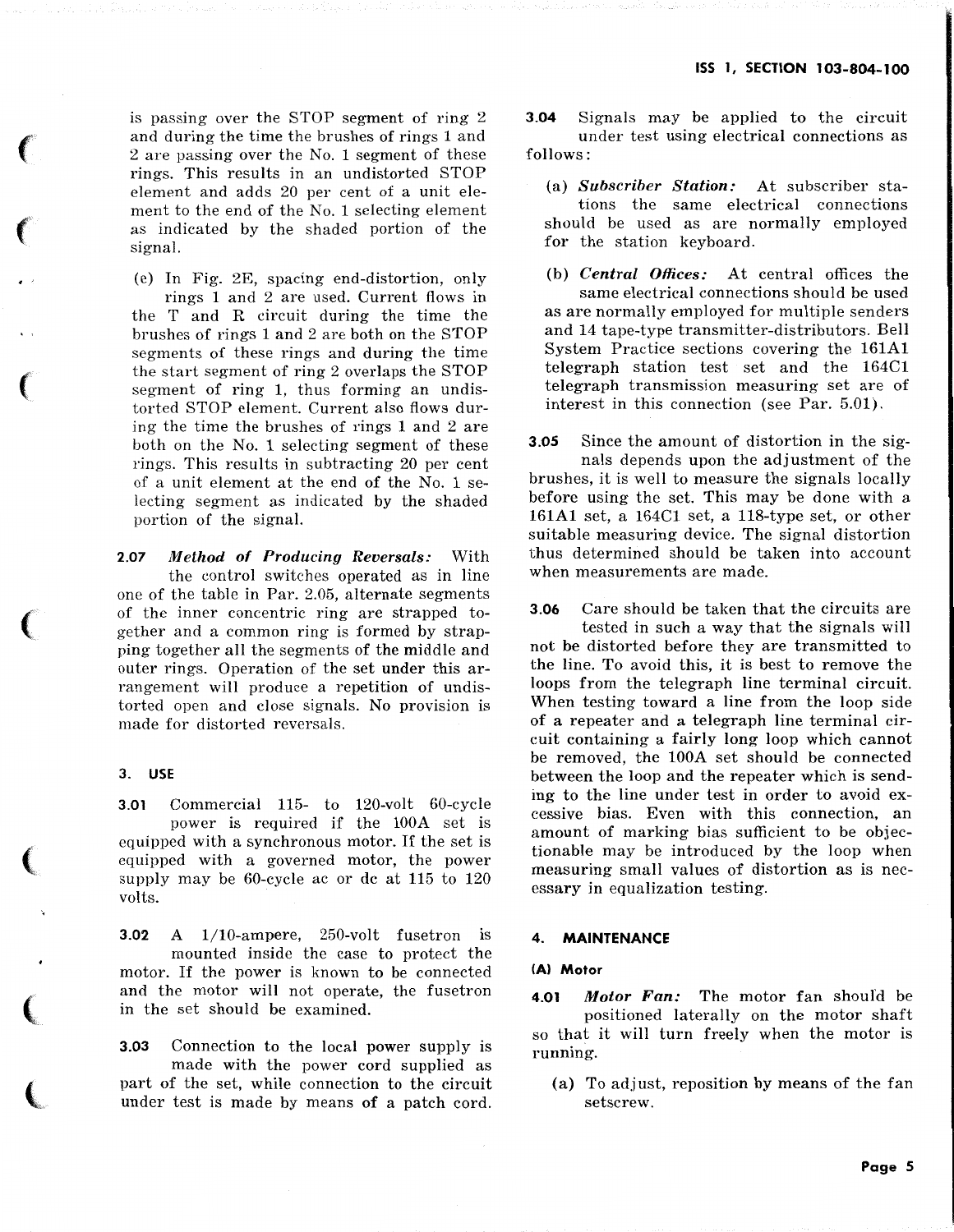is passing over the STOP segment of ring 2 and during the time the brushes of rings 1 and 2 are passing over the No. 1 segment of these rings. This results in an undistorted STOP element and adds 20 per cent of a unit element to the end of the No. 1 selecting element as indicated by the shaded portion of the signal.

(e) In Fig. 2E, spacing end-distortion, only rings 1 and 2 are used. Current flows in the T and R circuit during the time the brushes of rings 1 and 2 are both on the STOP segments of these rings and during the time the start segment of ring 2 overlaps the STOP segment of ring 1, thus forming an undistorted STOP element. Current also flows during the time the brushes of rings 1 and 2 are both on the No. 1 selecting segment of these rings. This results in subtracting 20 per cent of a unit element at the end of the No. 1 selecting segment as indicated by the shaded portion of the signal.

**2.07** *Method of Producing Reversals:* With the control switches operated as in line one of the table in Par. 2.05, alternate segments of the inner concentric ring are strapped together and a common ring is formed by strapping together all the segments of the middle and outer rings. Operation of the set under this arrangement will produce a repetition of undistorted open and close signals. No provision is made for distorted reversals.

## 3. USE

**3.01** Commercial 115- to 120-volt 60-cycle power is required if the 100A set is equipped with a synchronous motor. If the set is equipped with a governed motor, the power supply may be 60-cycle ac or dc at 115 to 120 volts.

**3.02** A 1/10-ampere, 250-volt fusetron is mounted inside the case to protect the motor. If the power is known to be connected and the motor will not operate, the fusetron in the set should be examined.

**3.03** Connection to the local power supply is made with the power cord supplied as part of the set, while connection to the circuit under test is made by means of a patch cord.

**3.04** Signals may be applied to the circuit under test using electrical connections as follows:

(a) ***Subscriber Station:*** At subscriber stations the same electrical connections should be used as are normally employed for the station keyboard.

(b) ***Central Offices:*** At central offices the same electrical connections should be used as are normally employed for multiple senders and 14 tape-type transmitter-distributors. Bell System Practice sections covering the 161A1 telegraph station test set and the 164C1 telegraph transmission measuring set are of interest in this connection (see Par. 5.01).

**3.05** Since the amount of distortion in the signals depends upon the adjustment of the brushes, it is well to measure the signals locally before using the set. This may be done with a 161A1 set, a 164C1 set, a 118-type set, or other suitable measuring device. The signal distortion thus determined should be taken into account when measurements are made.

**3.06** Care should be taken that the circuits are tested in such a way that the signals will not be distorted before they are transmitted to the line. To avoid this, it is best to remove the loops from the telegraph line terminal circuit. When testing toward a line from the loop side of a repeater and a telegraph line terminal circuit containing a fairly long loop which cannot be removed, the 100A set should be connected between the loop and the repeater which is sending to the line under test in order to avoid excessive bias. Even with this connection, an amount of marking bias sufficient to be objectionable may be introduced by the loop when measuring small values of distortion as is necessary in equalization testing.

## 4. MAINTENANCE

### (A) Motor

**4.01** *Motor Fan:* The motor fan should be positioned laterally on the motor shaft so that it will turn freely when the motor is running.

(a) To adjust, reposition by means of the fan setscrew.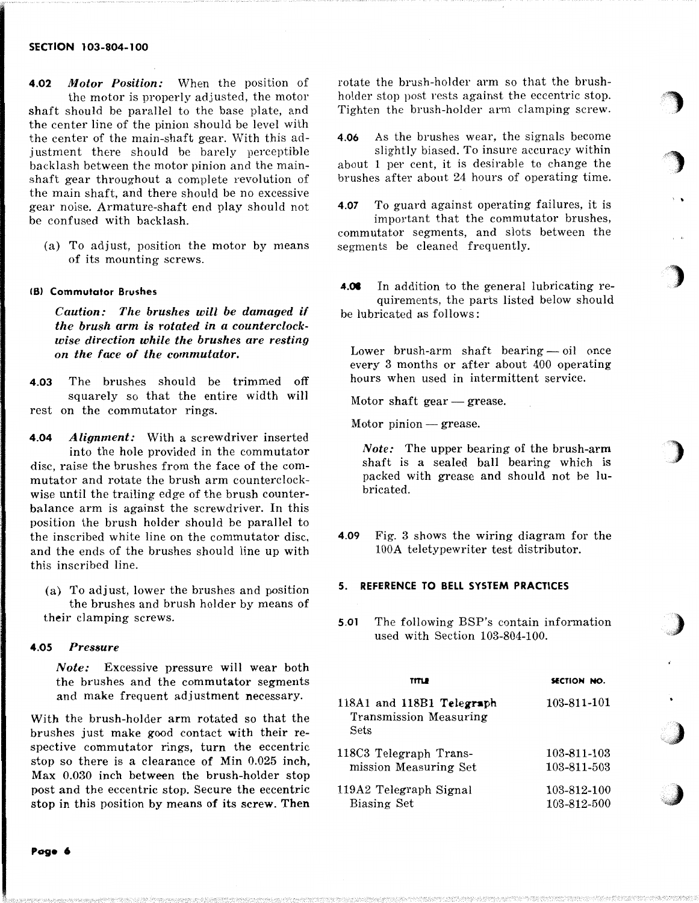**4.02** ***Motor Position:*** When the position of the motor is properly adjusted, the motor shaft should be parallel to the base plate, and the center line of the pinion should be level with the center of the main-shaft gear. With this adjustment there should be barely perceptible backlash between the motor pinion and the main-shaft gear throughout a complete revolution of the main shaft, and there should be no excessive gear noise. Armature-shaft end play should not be confused with backlash.

(a) To adjust, position the motor by means of its mounting screws.

#### (B) Commutator Brushes

***Caution: The brushes will be damaged if the brush arm is rotated in a counterclockwise direction while the brushes are resting on the face of the commutator.***

**4.03** The brushes should be trimmed off squarely so that the entire width will rest on the commutator rings.

**4.04** ***Alignment:*** With a screwdriver inserted into the hole provided in the commutator disc, raise the brushes from the face of the commutator and rotate the brush arm counterclockwise until the trailing edge of the brush counterbalance arm is against the screwdriver. In this position the brush holder should be parallel to the inscribed white line on the commutator disc, and the ends of the brushes should line up with this inscribed line.

(a) To adjust, lower the brushes and position the brushes and brush holder by means of their clamping screws.

**4.05** ***Pressure***

*Note:* Excessive pressure will wear both the brushes and the commutator segments and make frequent adjustment necessary.

With the brush-holder arm rotated so that the brushes just make good contact with their respective commutator rings, turn the eccentric stop so there is a clearance of Min 0.025 inch, Max 0.030 inch between the brush-holder stop post and the eccentric stop. Secure the eccentric stop in this position by means of its screw. Then rotate the brush-holder arm so that the brush-holder stop post rests against the eccentric stop. Tighten the brush-holder arm clamping screw.

**4.06** As the brushes wear, the signals become slightly biased. To insure accuracy within about 1 per cent, it is desirable to change the brushes after about 24 hours of operating time.

**4.07** To guard against operating failures, it is important that the commutator brushes, commutator segments, and slots between the segments be cleaned frequently.

**4.08** In addition to the general lubricating requirements, the parts listed below should be lubricated as follows:

Lower brush-arm shaft bearing — oil once every 3 months or after about 400 operating hours when used in intermittent service.

Motor shaft gear — grease.

Motor pinion — grease.

*Note:* The upper bearing of the brush-arm shaft is a sealed ball bearing which is packed with grease and should not be lubricated.

**4.09** Fig. 3 shows the wiring diagram for the 100A teletypewriter test distributor.

## 5. REFERENCE TO BELL SYSTEM PRACTICES

**5.01** The following BSP's contain information used with Section 103-804-100.

| TITLE | SECTION NO. |
|---|---|
| 118A1 and 118B1 Telegraph Transmission Measuring Sets | 103-811-101 |
| 118C3 Telegraph Transmission Measuring Set | 103-811-103<br>103-811-503 |
| 119A2 Telegraph Signal Biasing Set | 103-812-100<br>103-812-500 |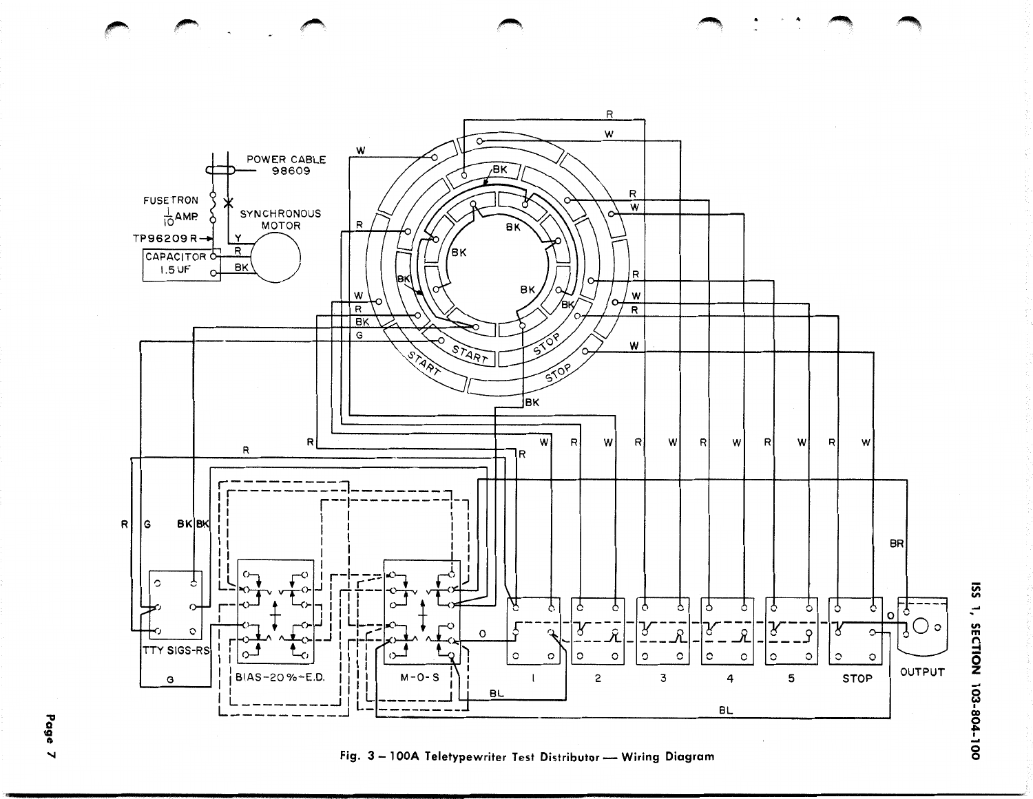Fig. 3 – 100A Teletypewriter Test Distributor — Wiring Diagram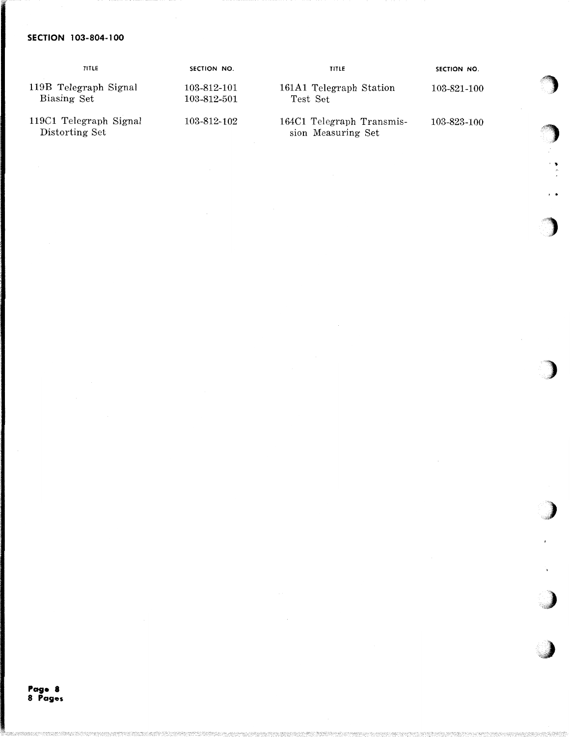| TITLE | SECTION NO. | TITLE | SECTION NO. |
|---|---|---|---|
| 119B Telegraph Signal Biasing Set | 103-812-101<br>103-812-501 | 161A1 Telegraph Station Test Set | 103-821-100 |
| 119C1 Telegraph Signal Distorting Set | 103-812-102 | 164C1 Telegraph Transmission Measuring Set | 103-823-100 |